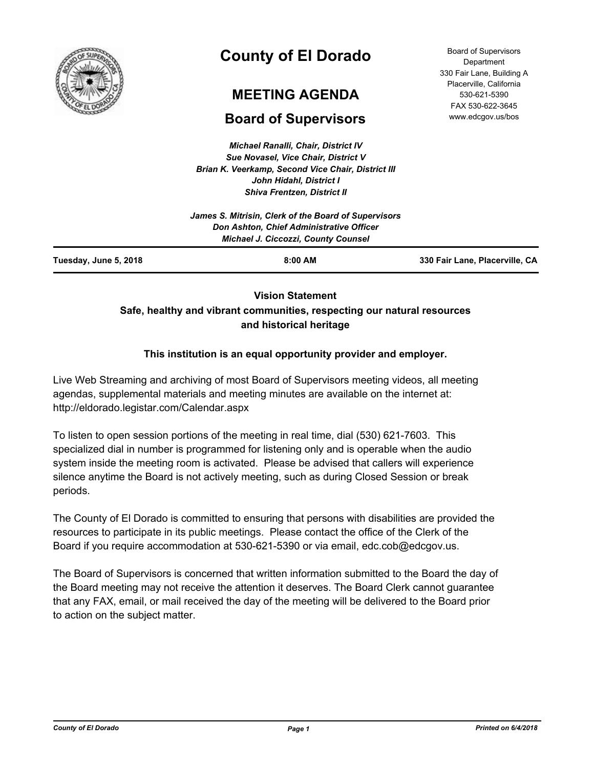# County of El Dorado

## MEETING AGENDA

## Board of Supervisors

Board of Supervisors Department
330 Fair Lane, Building A
Placerville, California
530-621-5390
FAX 530-622-3645
www.edcgov.us/bos

***Michael Ranalli, Chair, District IV***
***Sue Novasel, Vice Chair, District V***
***Brian K. Veerkamp, Second Vice Chair, District III***
***John Hidahl, District I***
***Shiva Frentzen, District II***

***James S. Mitrisin, Clerk of the Board of Supervisors***
***Don Ashton, Chief Administrative Officer***
***Michael J. Ciccozzi, County Counsel***

**Tuesday, June 5, 2018** | **8:00 AM** | **330 Fair Lane, Placerville, CA**

**Vision Statement**
**Safe, healthy and vibrant communities, respecting our natural resources and historical heritage**

**This institution is an equal opportunity provider and employer.**

Live Web Streaming and archiving of most Board of Supervisors meeting videos, all meeting agendas, supplemental materials and meeting minutes are available on the internet at: http://eldorado.legistar.com/Calendar.aspx

To listen to open session portions of the meeting in real time, dial (530) 621-7603. This specialized dial in number is programmed for listening only and is operable when the audio system inside the meeting room is activated. Please be advised that callers will experience silence anytime the Board is not actively meeting, such as during Closed Session or break periods.

The County of El Dorado is committed to ensuring that persons with disabilities are provided the resources to participate in its public meetings. Please contact the office of the Clerk of the Board if you require accommodation at 530-621-5390 or via email, edc.cob@edcgov.us.

The Board of Supervisors is concerned that written information submitted to the Board the day of the Board meeting may not receive the attention it deserves. The Board Clerk cannot guarantee that any FAX, email, or mail received the day of the meeting will be delivered to the Board prior to action on the subject matter.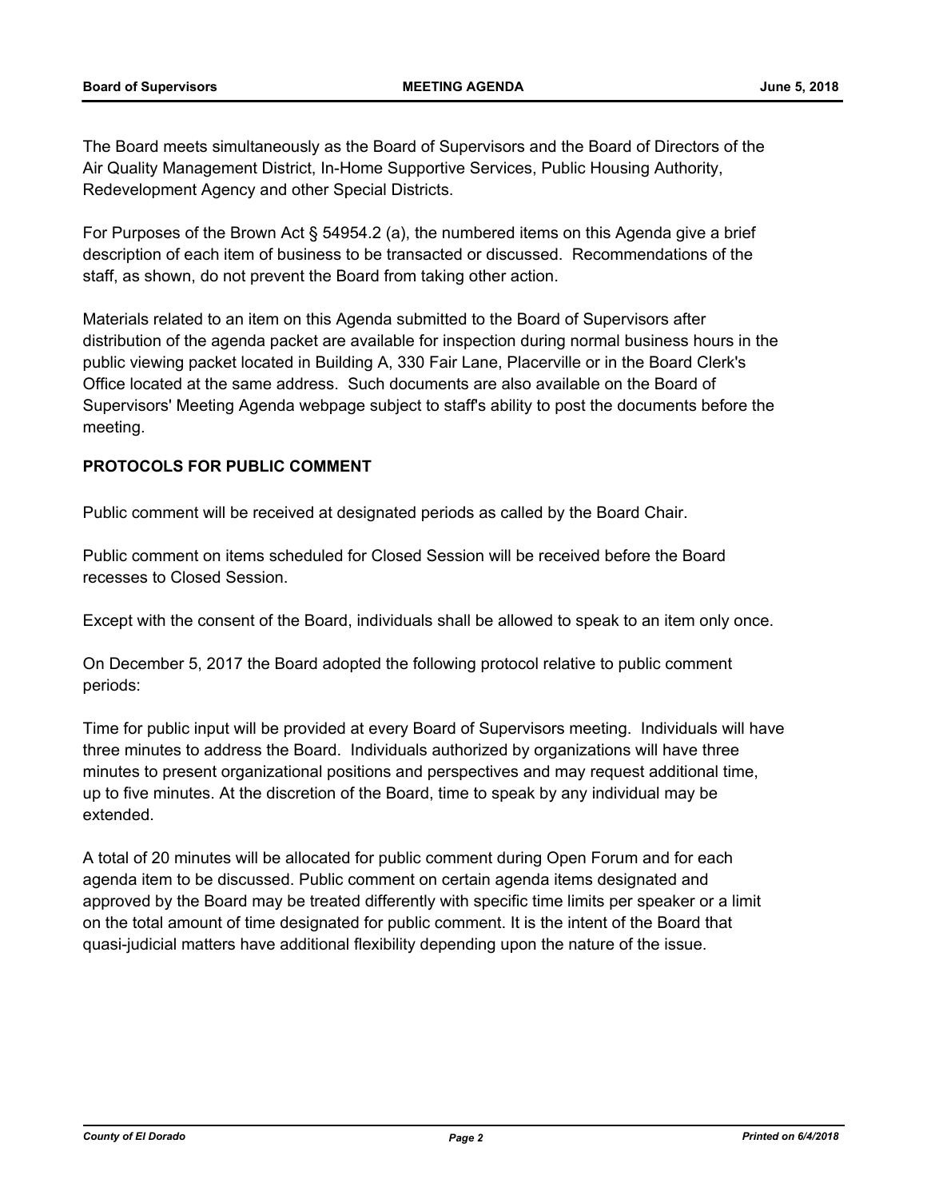The Board meets simultaneously as the Board of Supervisors and the Board of Directors of the Air Quality Management District, In-Home Supportive Services, Public Housing Authority, Redevelopment Agency and other Special Districts.

For Purposes of the Brown Act § 54954.2 (a), the numbered items on this Agenda give a brief description of each item of business to be transacted or discussed. Recommendations of the staff, as shown, do not prevent the Board from taking other action.

Materials related to an item on this Agenda submitted to the Board of Supervisors after distribution of the agenda packet are available for inspection during normal business hours in the public viewing packet located in Building A, 330 Fair Lane, Placerville or in the Board Clerk's Office located at the same address. Such documents are also available on the Board of Supervisors' Meeting Agenda webpage subject to staff's ability to post the documents before the meeting.

**PROTOCOLS FOR PUBLIC COMMENT**

Public comment will be received at designated periods as called by the Board Chair.

Public comment on items scheduled for Closed Session will be received before the Board recesses to Closed Session.

Except with the consent of the Board, individuals shall be allowed to speak to an item only once.

On December 5, 2017 the Board adopted the following protocol relative to public comment periods:

Time for public input will be provided at every Board of Supervisors meeting. Individuals will have three minutes to address the Board. Individuals authorized by organizations will have three minutes to present organizational positions and perspectives and may request additional time, up to five minutes. At the discretion of the Board, time to speak by any individual may be extended.

A total of 20 minutes will be allocated for public comment during Open Forum and for each agenda item to be discussed. Public comment on certain agenda items designated and approved by the Board may be treated differently with specific time limits per speaker or a limit on the total amount of time designated for public comment. It is the intent of the Board that quasi-judicial matters have additional flexibility depending upon the nature of the issue.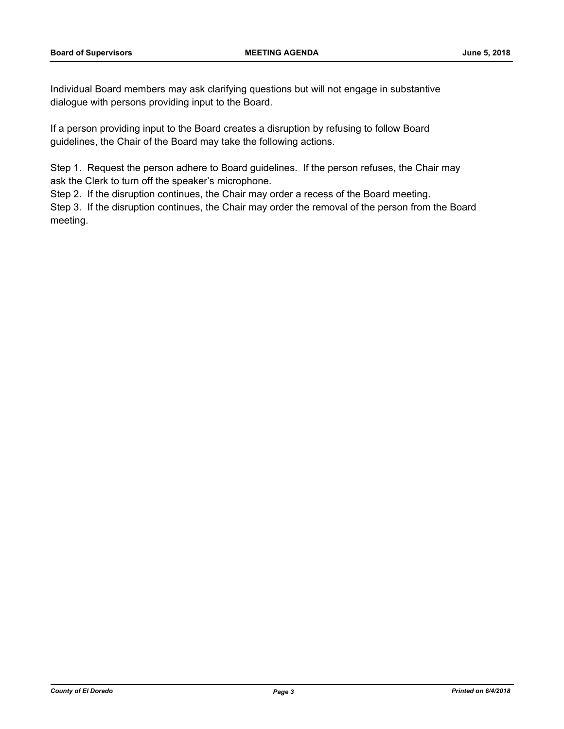Individual Board members may ask clarifying questions but will not engage in substantive dialogue with persons providing input to the Board.

If a person providing input to the Board creates a disruption by refusing to follow Board guidelines, the Chair of the Board may take the following actions.

Step 1. Request the person adhere to Board guidelines. If the person refuses, the Chair may ask the Clerk to turn off the speaker's microphone.
Step 2. If the disruption continues, the Chair may order a recess of the Board meeting.
Step 3. If the disruption continues, the Chair may order the removal of the person from the Board meeting.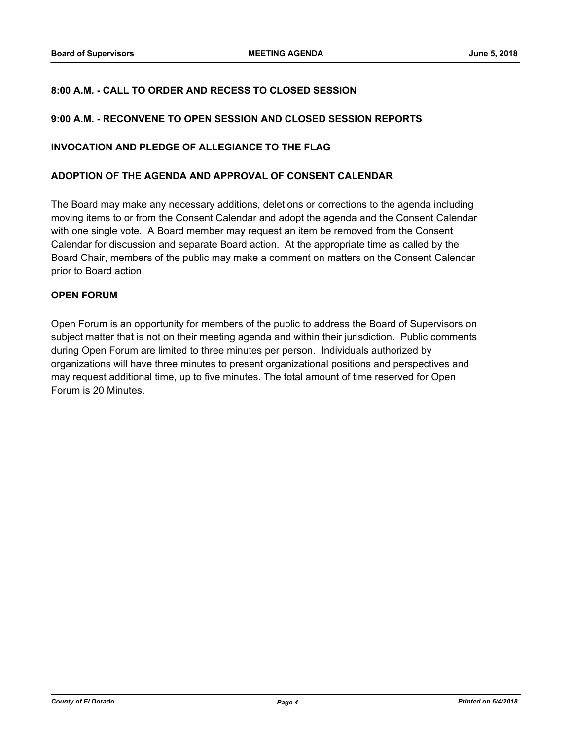**8:00 A.M. - CALL TO ORDER AND RECESS TO CLOSED SESSION**

**9:00 A.M. - RECONVENE TO OPEN SESSION AND CLOSED SESSION REPORTS**

**INVOCATION AND PLEDGE OF ALLEGIANCE TO THE FLAG**

**ADOPTION OF THE AGENDA AND APPROVAL OF CONSENT CALENDAR**

The Board may make any necessary additions, deletions or corrections to the agenda including moving items to or from the Consent Calendar and adopt the agenda and the Consent Calendar with one single vote. A Board member may request an item be removed from the Consent Calendar for discussion and separate Board action. At the appropriate time as called by the Board Chair, members of the public may make a comment on matters on the Consent Calendar prior to Board action.

**OPEN FORUM**

Open Forum is an opportunity for members of the public to address the Board of Supervisors on subject matter that is not on their meeting agenda and within their jurisdiction. Public comments during Open Forum are limited to three minutes per person. Individuals authorized by organizations will have three minutes to present organizational positions and perspectives and may request additional time, up to five minutes. The total amount of time reserved for Open Forum is 20 Minutes.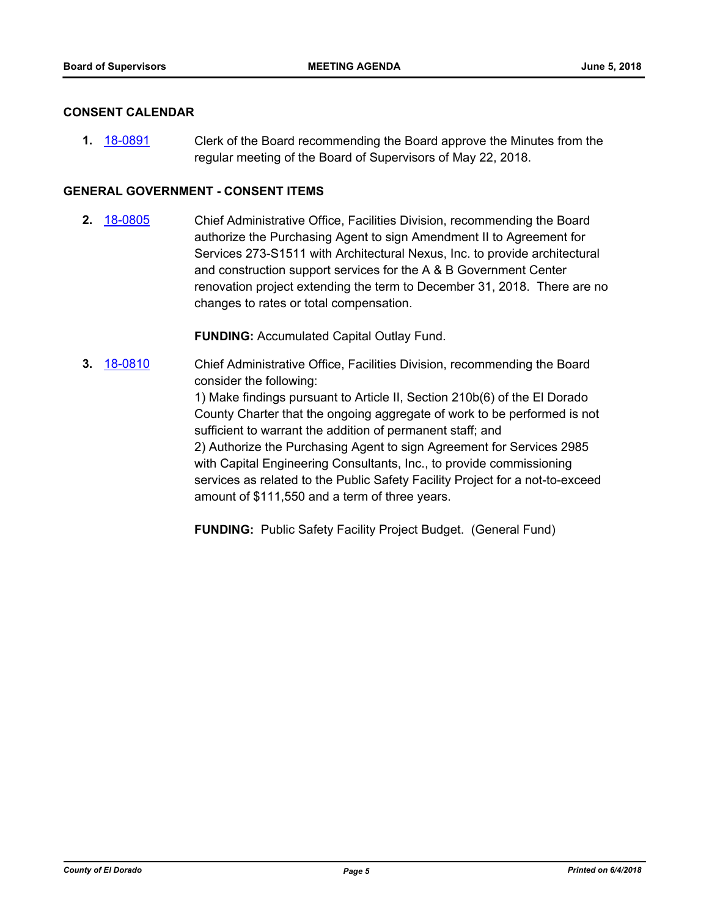## CONSENT CALENDAR

**1.** 18-0891 Clerk of the Board recommending the Board approve the Minutes from the regular meeting of the Board of Supervisors of May 22, 2018.

## GENERAL GOVERNMENT - CONSENT ITEMS

**2.** 18-0805 Chief Administrative Office, Facilities Division, recommending the Board authorize the Purchasing Agent to sign Amendment II to Agreement for Services 273-S1511 with Architectural Nexus, Inc. to provide architectural and construction support services for the A & B Government Center renovation project extending the term to December 31, 2018. There are no changes to rates or total compensation.

**FUNDING:** Accumulated Capital Outlay Fund.

**3.** 18-0810 Chief Administrative Office, Facilities Division, recommending the Board consider the following:
1) Make findings pursuant to Article II, Section 210b(6) of the El Dorado County Charter that the ongoing aggregate of work to be performed is not sufficient to warrant the addition of permanent staff; and
2) Authorize the Purchasing Agent to sign Agreement for Services 2985 with Capital Engineering Consultants, Inc., to provide commissioning services as related to the Public Safety Facility Project for a not-to-exceed amount of $111,550 and a term of three years.

**FUNDING:** Public Safety Facility Project Budget. (General Fund)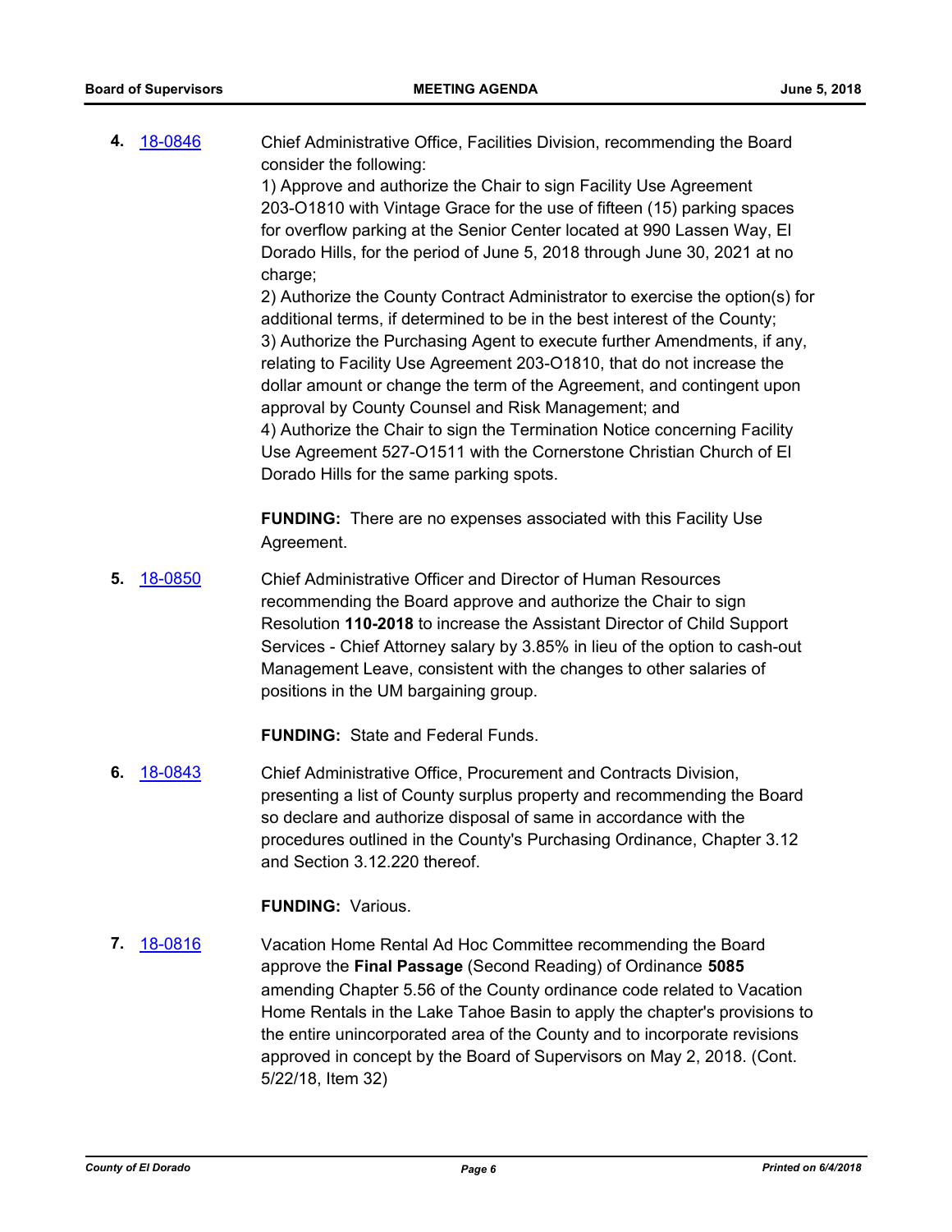**4.** 18-0846 Chief Administrative Office, Facilities Division, recommending the Board consider the following:

1) Approve and authorize the Chair to sign Facility Use Agreement 203-O1810 with Vintage Grace for the use of fifteen (15) parking spaces for overflow parking at the Senior Center located at 990 Lassen Way, El Dorado Hills, for the period of June 5, 2018 through June 30, 2021 at no charge;
2) Authorize the County Contract Administrator to exercise the option(s) for additional terms, if determined to be in the best interest of the County;
3) Authorize the Purchasing Agent to execute further Amendments, if any, relating to Facility Use Agreement 203-O1810, that do not increase the dollar amount or change the term of the Agreement, and contingent upon approval by County Counsel and Risk Management; and
4) Authorize the Chair to sign the Termination Notice concerning Facility Use Agreement 527-O1511 with the Cornerstone Christian Church of El Dorado Hills for the same parking spots.

**FUNDING:** There are no expenses associated with this Facility Use Agreement.

**5.** 18-0850 Chief Administrative Officer and Director of Human Resources recommending the Board approve and authorize the Chair to sign Resolution **110-2018** to increase the Assistant Director of Child Support Services - Chief Attorney salary by 3.85% in lieu of the option to cash-out Management Leave, consistent with the changes to other salaries of positions in the UM bargaining group.

**FUNDING:** State and Federal Funds.

**6.** 18-0843 Chief Administrative Office, Procurement and Contracts Division, presenting a list of County surplus property and recommending the Board so declare and authorize disposal of same in accordance with the procedures outlined in the County's Purchasing Ordinance, Chapter 3.12 and Section 3.12.220 thereof.

**FUNDING:** Various.

**7.** 18-0816 Vacation Home Rental Ad Hoc Committee recommending the Board approve the **Final Passage** (Second Reading) of Ordinance **5085** amending Chapter 5.56 of the County ordinance code related to Vacation Home Rentals in the Lake Tahoe Basin to apply the chapter's provisions to the entire unincorporated area of the County and to incorporate revisions approved in concept by the Board of Supervisors on May 2, 2018. (Cont. 5/22/18, Item 32)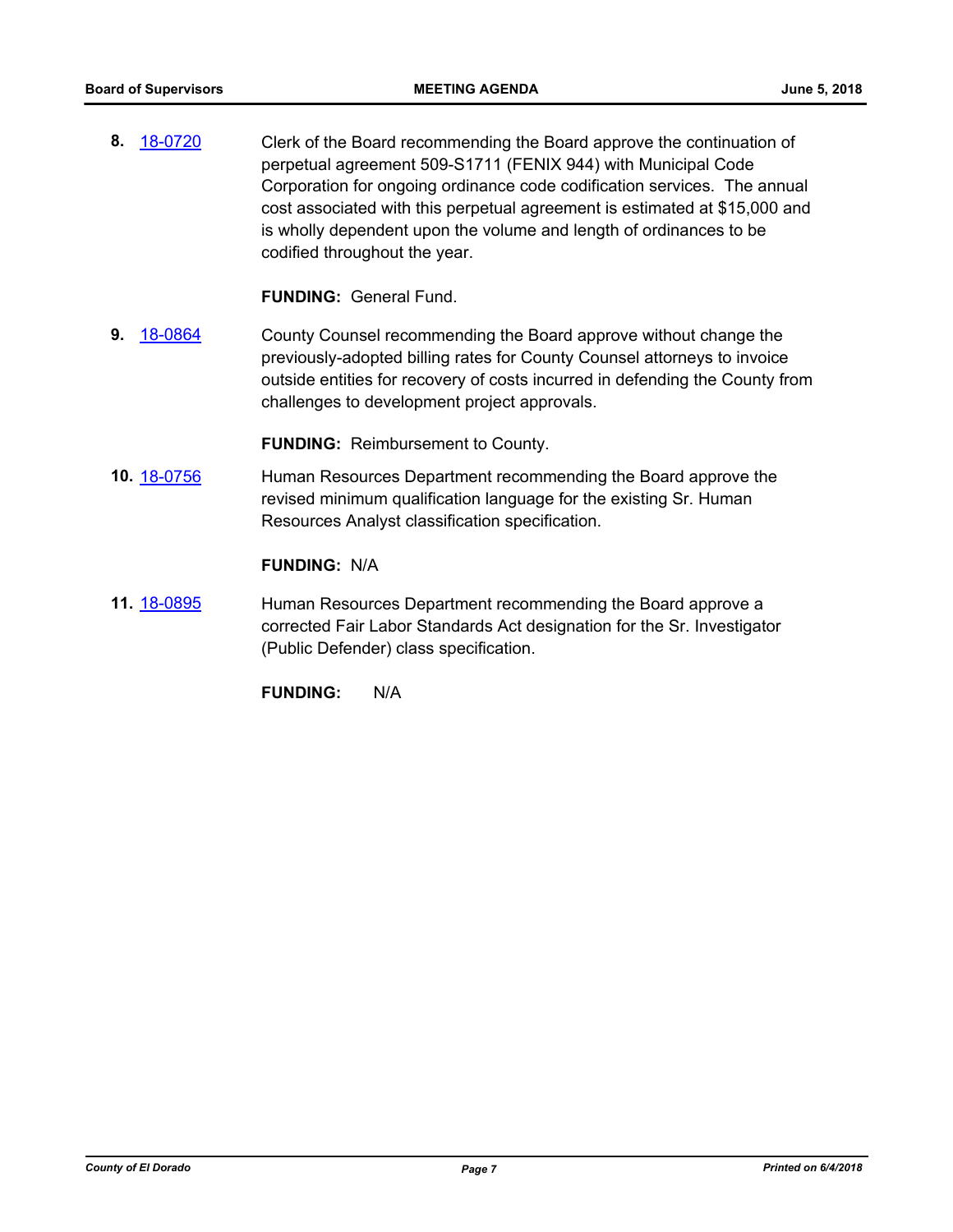8. 18-0720 Clerk of the Board recommending the Board approve the continuation of perpetual agreement 509-S1711 (FENIX 944) with Municipal Code Corporation for ongoing ordinance code codification services. The annual cost associated with this perpetual agreement is estimated at $15,000 and is wholly dependent upon the volume and length of ordinances to be codified throughout the year.

   **FUNDING:** General Fund.

9. 18-0864 County Counsel recommending the Board approve without change the previously-adopted billing rates for County Counsel attorneys to invoice outside entities for recovery of costs incurred in defending the County from challenges to development project approvals.

   **FUNDING:** Reimbursement to County.

10. 18-0756 Human Resources Department recommending the Board approve the revised minimum qualification language for the existing Sr. Human Resources Analyst classification specification.

    **FUNDING:** N/A

11. 18-0895 Human Resources Department recommending the Board approve a corrected Fair Labor Standards Act designation for the Sr. Investigator (Public Defender) class specification.

    **FUNDING:** N/A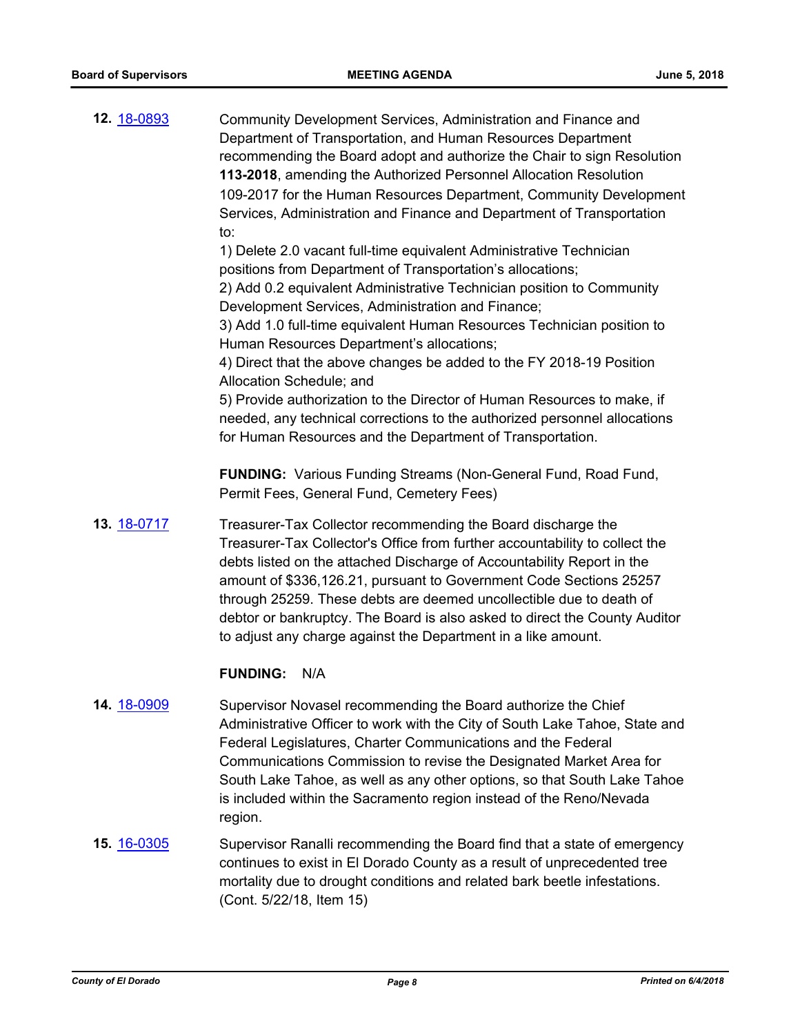**12.** [18-0893](18-0893)

Community Development Services, Administration and Finance and Department of Transportation, and Human Resources Department recommending the Board adopt and authorize the Chair to sign Resolution **113-2018**, amending the Authorized Personnel Allocation Resolution 109-2017 for the Human Resources Department, Community Development Services, Administration and Finance and Department of Transportation to:

1) Delete 2.0 vacant full-time equivalent Administrative Technician positions from Department of Transportation's allocations;
2) Add 0.2 equivalent Administrative Technician position to Community Development Services, Administration and Finance;
3) Add 1.0 full-time equivalent Human Resources Technician position to Human Resources Department's allocations;
4) Direct that the above changes be added to the FY 2018-19 Position Allocation Schedule; and
5) Provide authorization to the Director of Human Resources to make, if needed, any technical corrections to the authorized personnel allocations for Human Resources and the Department of Transportation.

**FUNDING:** Various Funding Streams (Non-General Fund, Road Fund, Permit Fees, General Fund, Cemetery Fees)

**13.** [18-0717](18-0717)

Treasurer-Tax Collector recommending the Board discharge the Treasurer-Tax Collector's Office from further accountability to collect the debts listed on the attached Discharge of Accountability Report in the amount of $336,126.21, pursuant to Government Code Sections 25257 through 25259. These debts are deemed uncollectible due to death of debtor or bankruptcy. The Board is also asked to direct the County Auditor to adjust any charge against the Department in a like amount.

**FUNDING:** N/A

**14.** [18-0909](18-0909)

Supervisor Novasel recommending the Board authorize the Chief Administrative Officer to work with the City of South Lake Tahoe, State and Federal Legislatures, Charter Communications and the Federal Communications Commission to revise the Designated Market Area for South Lake Tahoe, as well as any other options, so that South Lake Tahoe is included within the Sacramento region instead of the Reno/Nevada region.

**15.** [16-0305](16-0305)

Supervisor Ranalli recommending the Board find that a state of emergency continues to exist in El Dorado County as a result of unprecedented tree mortality due to drought conditions and related bark beetle infestations. (Cont. 5/22/18, Item 15)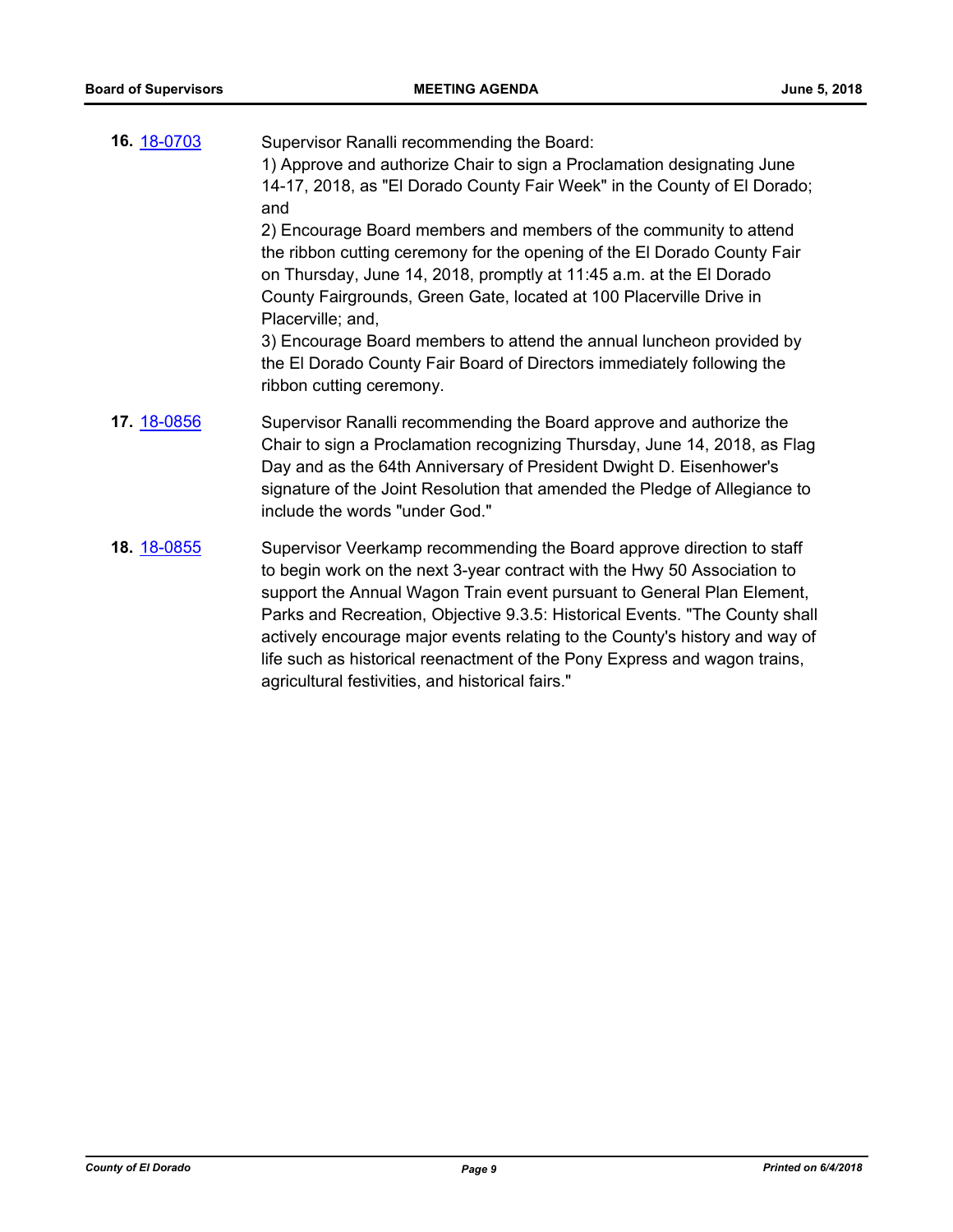**16.** [18-0703](#)

Supervisor Ranalli recommending the Board:
1) Approve and authorize Chair to sign a Proclamation designating June 14-17, 2018, as "El Dorado County Fair Week" in the County of El Dorado; and
2) Encourage Board members and members of the community to attend the ribbon cutting ceremony for the opening of the El Dorado County Fair on Thursday, June 14, 2018, promptly at 11:45 a.m. at the El Dorado County Fairgrounds, Green Gate, located at 100 Placerville Drive in Placerville; and,
3) Encourage Board members to attend the annual luncheon provided by the El Dorado County Fair Board of Directors immediately following the ribbon cutting ceremony.

**17.** [18-0856](#)

Supervisor Ranalli recommending the Board approve and authorize the Chair to sign a Proclamation recognizing Thursday, June 14, 2018, as Flag Day and as the 64th Anniversary of President Dwight D. Eisenhower's signature of the Joint Resolution that amended the Pledge of Allegiance to include the words "under God."

**18.** [18-0855](#)

Supervisor Veerkamp recommending the Board approve direction to staff to begin work on the next 3-year contract with the Hwy 50 Association to support the Annual Wagon Train event pursuant to General Plan Element, Parks and Recreation, Objective 9.3.5: Historical Events. "The County shall actively encourage major events relating to the County's history and way of life such as historical reenactment of the Pony Express and wagon trains, agricultural festivities, and historical fairs."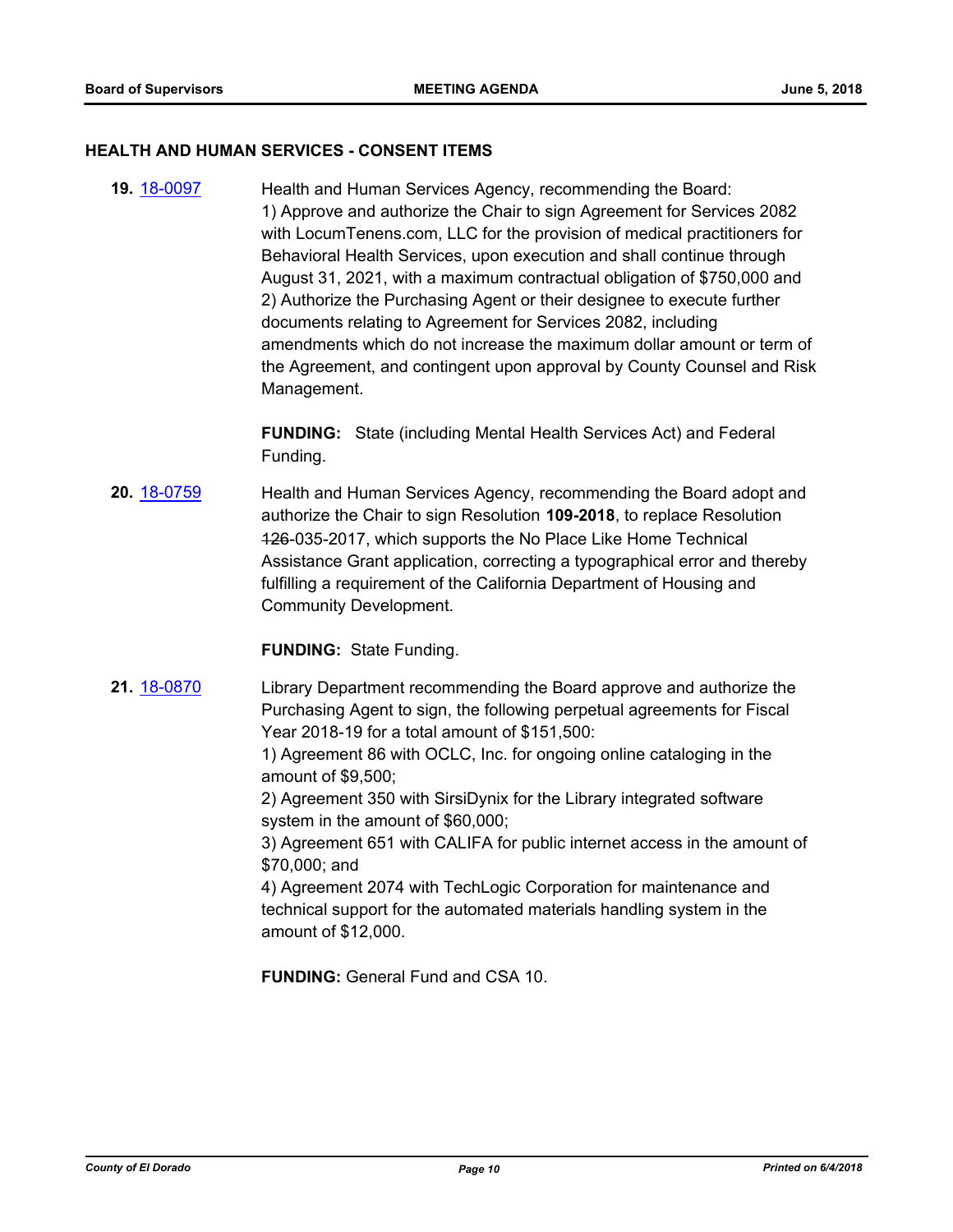## HEALTH AND HUMAN SERVICES - CONSENT ITEMS

**19.** [18-0097](18-0097)

Health and Human Services Agency, recommending the Board:
1) Approve and authorize the Chair to sign Agreement for Services 2082 with LocumTenens.com, LLC for the provision of medical practitioners for Behavioral Health Services, upon execution and shall continue through August 31, 2021, with a maximum contractual obligation of $750,000 and
2) Authorize the Purchasing Agent or their designee to execute further documents relating to Agreement for Services 2082, including amendments which do not increase the maximum dollar amount or term of the Agreement, and contingent upon approval by County Counsel and Risk Management.

**FUNDING:** State (including Mental Health Services Act) and Federal Funding.

**20.** [18-0759](18-0759)

Health and Human Services Agency, recommending the Board adopt and authorize the Chair to sign Resolution **109-2018**, to replace Resolution ~~126~~-035-2017, which supports the No Place Like Home Technical Assistance Grant application, correcting a typographical error and thereby fulfilling a requirement of the California Department of Housing and Community Development.

**FUNDING:** State Funding.

**21.** [18-0870](18-0870)

Library Department recommending the Board approve and authorize the Purchasing Agent to sign, the following perpetual agreements for Fiscal Year 2018-19 for a total amount of $151,500:
1) Agreement 86 with OCLC, Inc. for ongoing online cataloging in the amount of $9,500;
2) Agreement 350 with SirsiDynix for the Library integrated software system in the amount of $60,000;
3) Agreement 651 with CALIFA for public internet access in the amount of $70,000; and
4) Agreement 2074 with TechLogic Corporation for maintenance and technical support for the automated materials handling system in the amount of $12,000.

**FUNDING:** General Fund and CSA 10.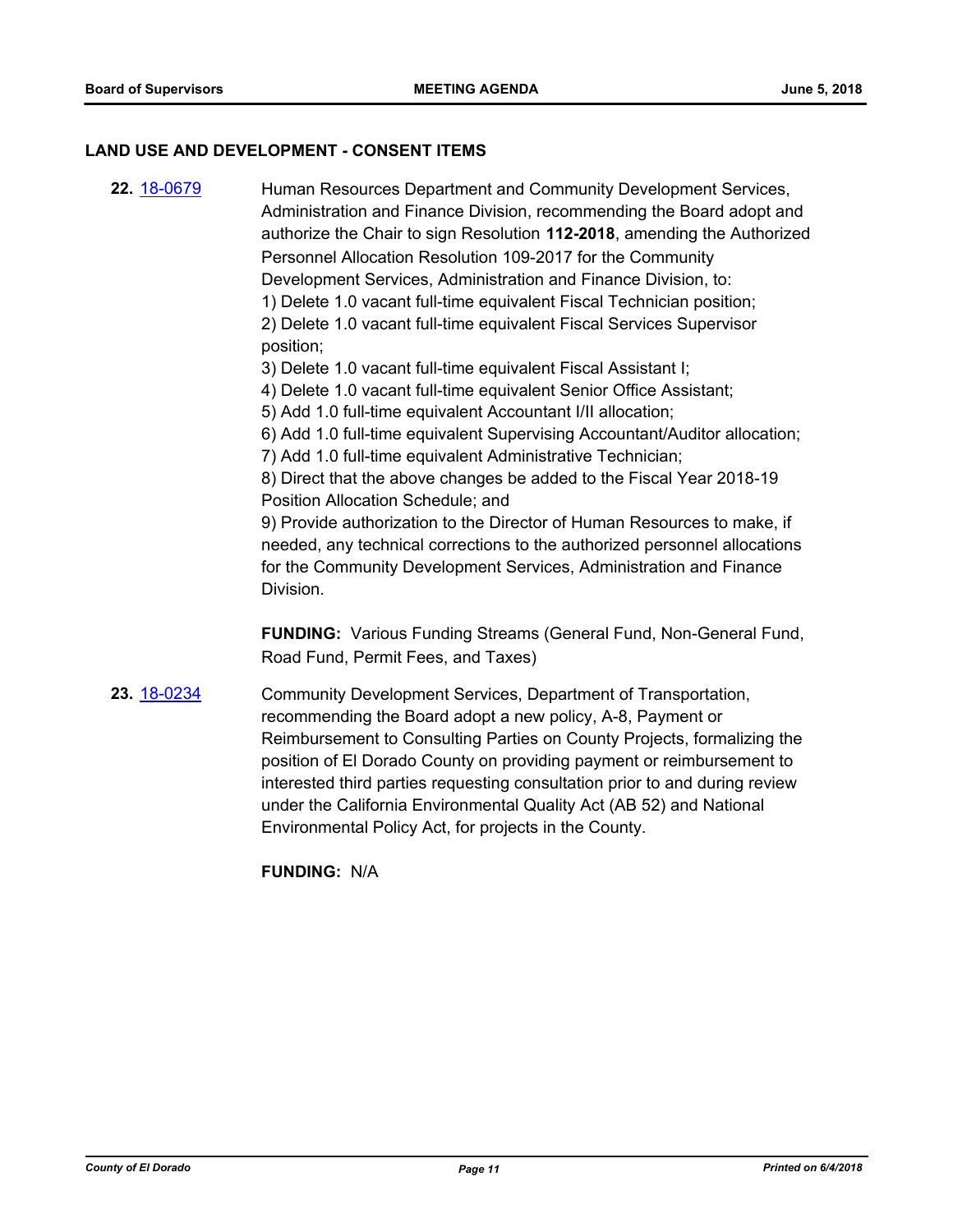## LAND USE AND DEVELOPMENT - CONSENT ITEMS

**22.** [18-0679](18-0679) Human Resources Department and Community Development Services, Administration and Finance Division, recommending the Board adopt and authorize the Chair to sign Resolution **112-2018**, amending the Authorized Personnel Allocation Resolution 109-2017 for the Community Development Services, Administration and Finance Division, to:

1) Delete 1.0 vacant full-time equivalent Fiscal Technician position;
2) Delete 1.0 vacant full-time equivalent Fiscal Services Supervisor position;
3) Delete 1.0 vacant full-time equivalent Fiscal Assistant I;
4) Delete 1.0 vacant full-time equivalent Senior Office Assistant;
5) Add 1.0 full-time equivalent Accountant I/II allocation;
6) Add 1.0 full-time equivalent Supervising Accountant/Auditor allocation;
7) Add 1.0 full-time equivalent Administrative Technician;
8) Direct that the above changes be added to the Fiscal Year 2018-19 Position Allocation Schedule; and
9) Provide authorization to the Director of Human Resources to make, if needed, any technical corrections to the authorized personnel allocations for the Community Development Services, Administration and Finance Division.

**FUNDING:** Various Funding Streams (General Fund, Non-General Fund, Road Fund, Permit Fees, and Taxes)

**23.** [18-0234](18-0234) Community Development Services, Department of Transportation, recommending the Board adopt a new policy, A-8, Payment or Reimbursement to Consulting Parties on County Projects, formalizing the position of El Dorado County on providing payment or reimbursement to interested third parties requesting consultation prior to and during review under the California Environmental Quality Act (AB 52) and National Environmental Policy Act, for projects in the County.

**FUNDING:** N/A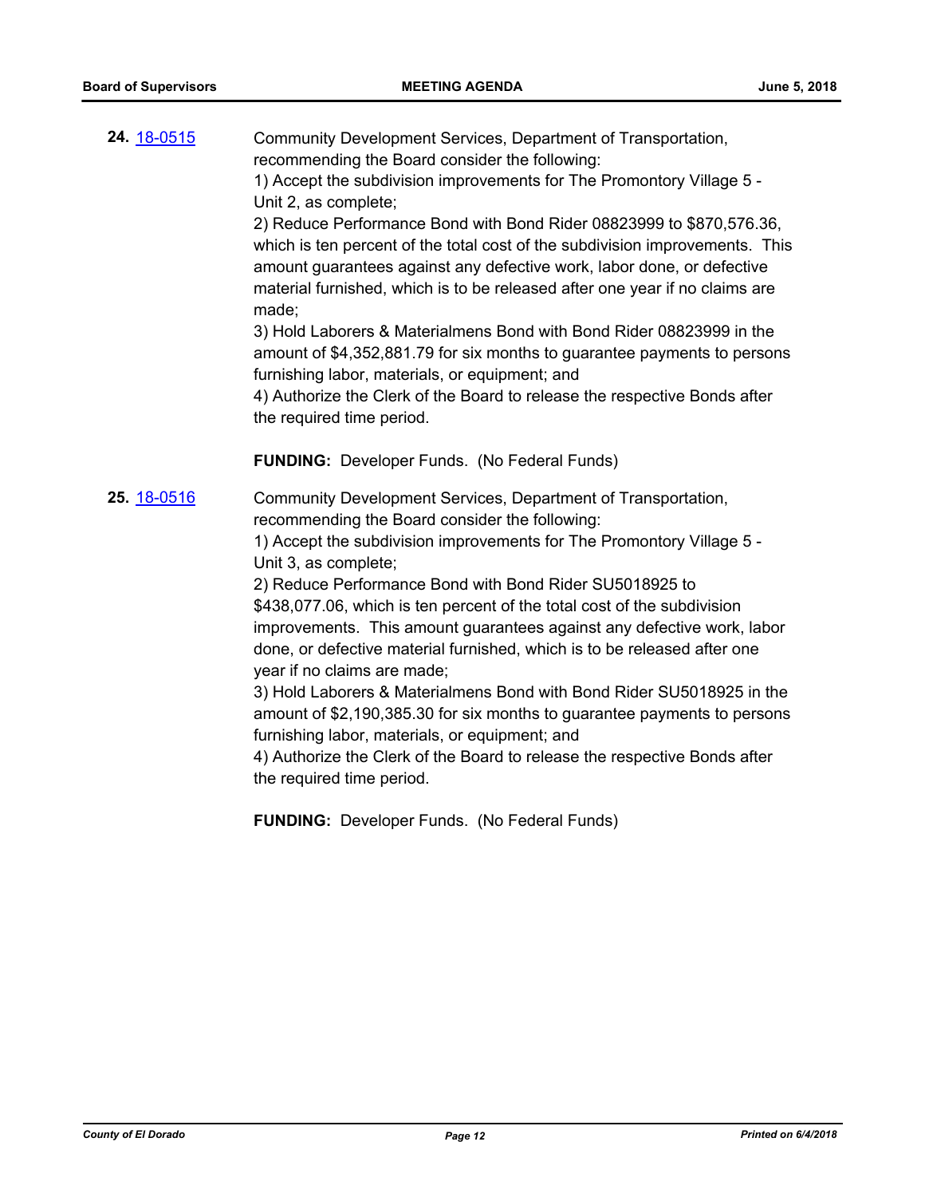**24.** 18-0515

Community Development Services, Department of Transportation, recommending the Board consider the following:
1) Accept the subdivision improvements for The Promontory Village 5 - Unit 2, as complete;
2) Reduce Performance Bond with Bond Rider 08823999 to $870,576.36, which is ten percent of the total cost of the subdivision improvements. This amount guarantees against any defective work, labor done, or defective material furnished, which is to be released after one year if no claims are made;
3) Hold Laborers & Materialmens Bond with Bond Rider 08823999 in the amount of $4,352,881.79 for six months to guarantee payments to persons furnishing labor, materials, or equipment; and
4) Authorize the Clerk of the Board to release the respective Bonds after the required time period.

**FUNDING:** Developer Funds. (No Federal Funds)

**25.** 18-0516

Community Development Services, Department of Transportation, recommending the Board consider the following:
1) Accept the subdivision improvements for The Promontory Village 5 - Unit 3, as complete;
2) Reduce Performance Bond with Bond Rider SU5018925 to $438,077.06, which is ten percent of the total cost of the subdivision improvements. This amount guarantees against any defective work, labor done, or defective material furnished, which is to be released after one year if no claims are made;
3) Hold Laborers & Materialmens Bond with Bond Rider SU5018925 in the amount of $2,190,385.30 for six months to guarantee payments to persons furnishing labor, materials, or equipment; and
4) Authorize the Clerk of the Board to release the respective Bonds after the required time period.

**FUNDING:** Developer Funds. (No Federal Funds)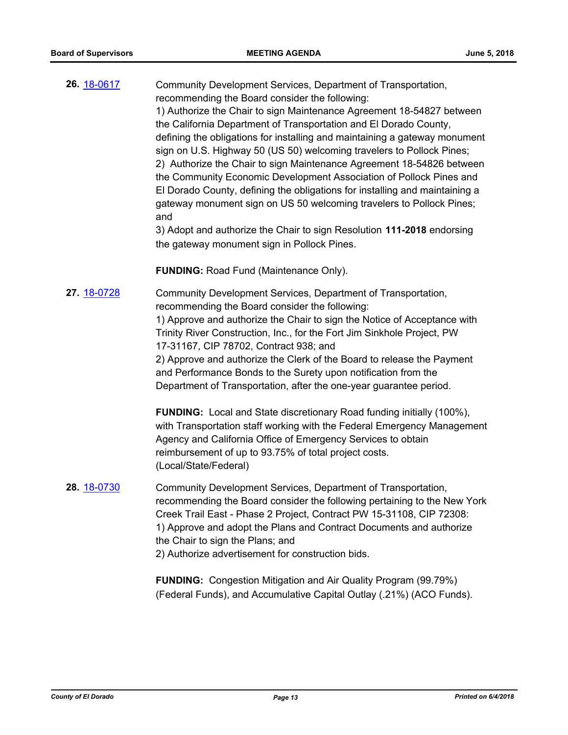**26.** [18-0617](18-0617)

Community Development Services, Department of Transportation, recommending the Board consider the following:
1) Authorize the Chair to sign Maintenance Agreement 18-54827 between the California Department of Transportation and El Dorado County, defining the obligations for installing and maintaining a gateway monument sign on U.S. Highway 50 (US 50) welcoming travelers to Pollock Pines;
2) Authorize the Chair to sign Maintenance Agreement 18-54826 between the Community Economic Development Association of Pollock Pines and El Dorado County, defining the obligations for installing and maintaining a gateway monument sign on US 50 welcoming travelers to Pollock Pines; and
3) Adopt and authorize the Chair to sign Resolution **111-2018** endorsing the gateway monument sign in Pollock Pines.

**FUNDING:** Road Fund (Maintenance Only).

**27.** [18-0728](18-0728)

Community Development Services, Department of Transportation, recommending the Board consider the following:
1) Approve and authorize the Chair to sign the Notice of Acceptance with Trinity River Construction, Inc., for the Fort Jim Sinkhole Project, PW 17-31167, CIP 78702, Contract 938; and
2) Approve and authorize the Clerk of the Board to release the Payment and Performance Bonds to the Surety upon notification from the Department of Transportation, after the one-year guarantee period.

**FUNDING:** Local and State discretionary Road funding initially (100%), with Transportation staff working with the Federal Emergency Management Agency and California Office of Emergency Services to obtain reimbursement of up to 93.75% of total project costs.
(Local/State/Federal)

**28.** [18-0730](18-0730)

Community Development Services, Department of Transportation, recommending the Board consider the following pertaining to the New York Creek Trail East - Phase 2 Project, Contract PW 15-31108, CIP 72308:
1) Approve and adopt the Plans and Contract Documents and authorize the Chair to sign the Plans; and
2) Authorize advertisement for construction bids.

**FUNDING:** Congestion Mitigation and Air Quality Program (99.79%) (Federal Funds), and Accumulative Capital Outlay (.21%) (ACO Funds).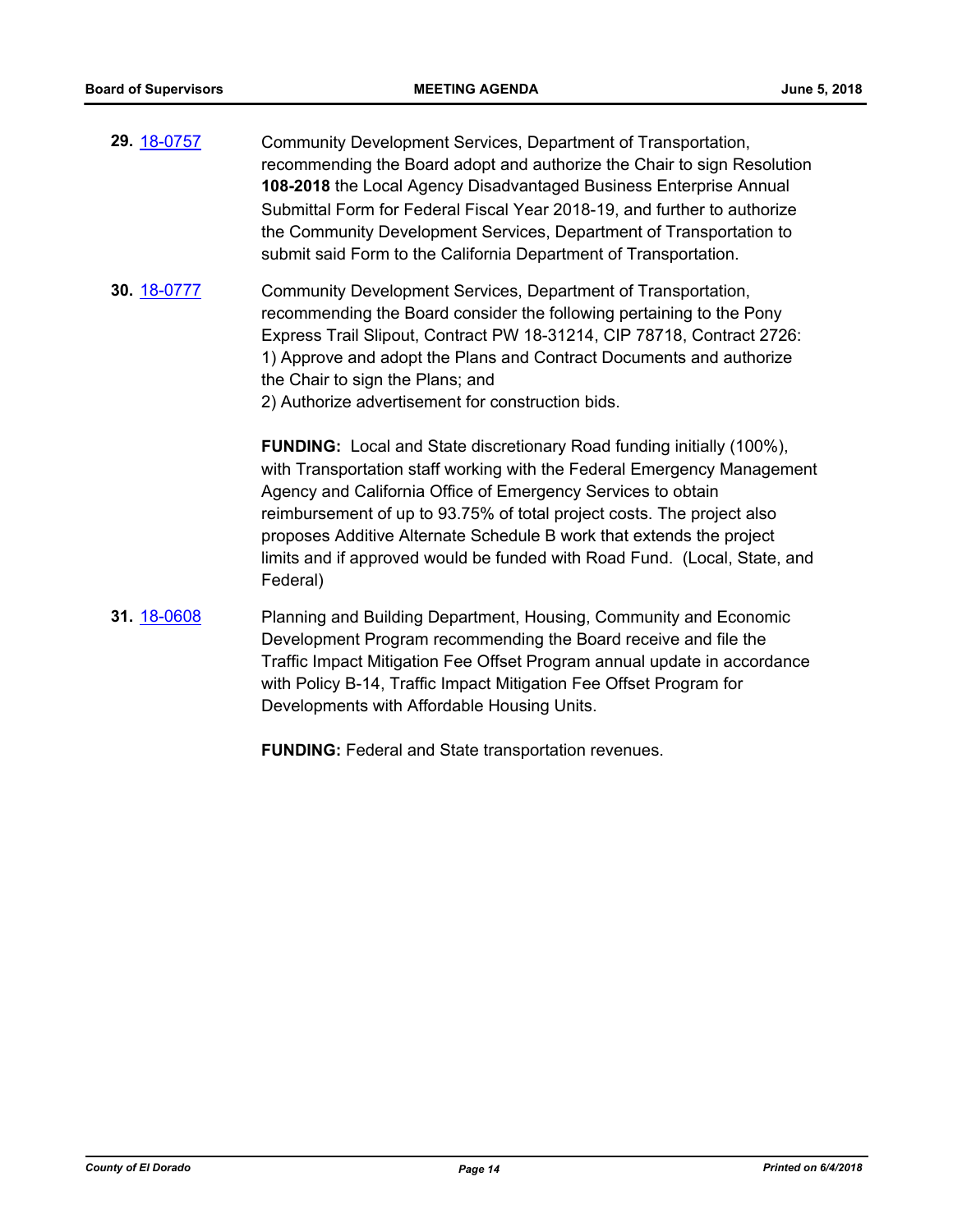**29.** 18-0757 Community Development Services, Department of Transportation, recommending the Board adopt and authorize the Chair to sign Resolution **108-2018** the Local Agency Disadvantaged Business Enterprise Annual Submittal Form for Federal Fiscal Year 2018-19, and further to authorize the Community Development Services, Department of Transportation to submit said Form to the California Department of Transportation.

**30.** 18-0777 Community Development Services, Department of Transportation, recommending the Board consider the following pertaining to the Pony Express Trail Slipout, Contract PW 18-31214, CIP 78718, Contract 2726:
1) Approve and adopt the Plans and Contract Documents and authorize the Chair to sign the Plans; and
2) Authorize advertisement for construction bids.

**FUNDING:** Local and State discretionary Road funding initially (100%), with Transportation staff working with the Federal Emergency Management Agency and California Office of Emergency Services to obtain reimbursement of up to 93.75% of total project costs. The project also proposes Additive Alternate Schedule B work that extends the project limits and if approved would be funded with Road Fund. (Local, State, and Federal)

**31.** 18-0608 Planning and Building Department, Housing, Community and Economic Development Program recommending the Board receive and file the Traffic Impact Mitigation Fee Offset Program annual update in accordance with Policy B-14, Traffic Impact Mitigation Fee Offset Program for Developments with Affordable Housing Units.

**FUNDING:** Federal and State transportation revenues.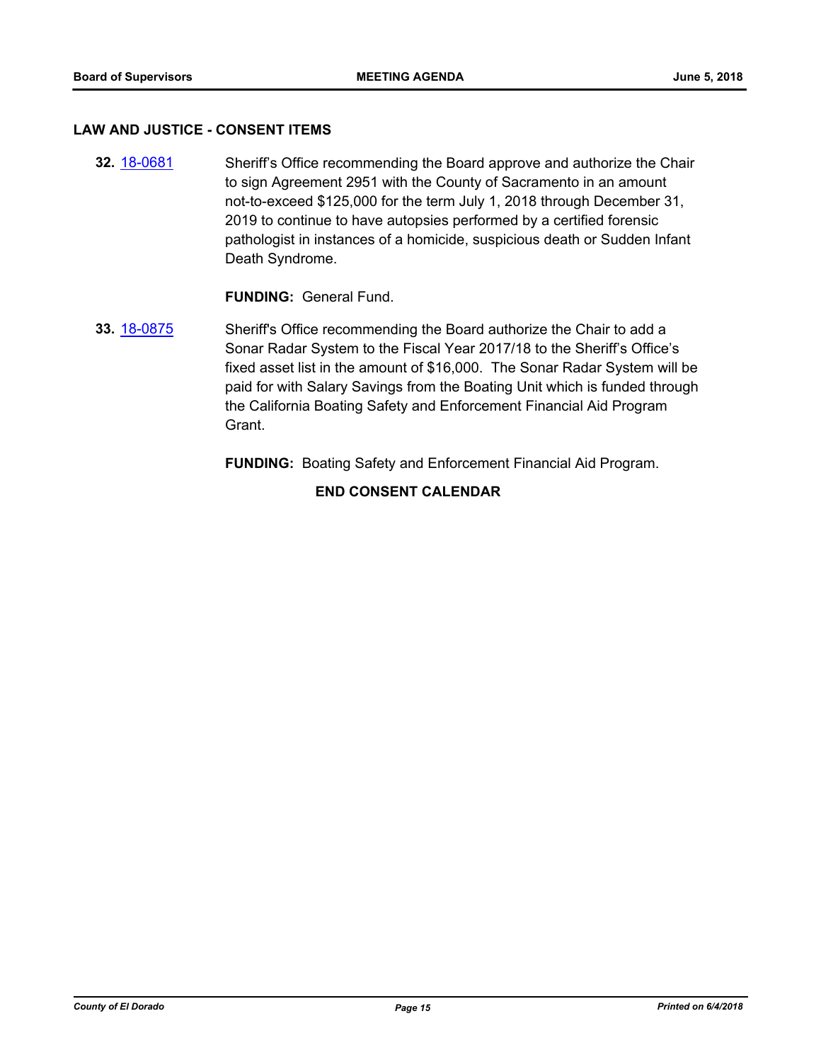## LAW AND JUSTICE - CONSENT ITEMS

**32.** [18-0681](18-0681) Sheriff's Office recommending the Board approve and authorize the Chair to sign Agreement 2951 with the County of Sacramento in an amount not-to-exceed $125,000 for the term July 1, 2018 through December 31, 2019 to continue to have autopsies performed by a certified forensic pathologist in instances of a homicide, suspicious death or Sudden Infant Death Syndrome.

**FUNDING:** General Fund.

**33.** [18-0875](18-0875) Sheriff's Office recommending the Board authorize the Chair to add a Sonar Radar System to the Fiscal Year 2017/18 to the Sheriff's Office's fixed asset list in the amount of $16,000. The Sonar Radar System will be paid for with Salary Savings from the Boating Unit which is funded through the California Boating Safety and Enforcement Financial Aid Program Grant.

**FUNDING:** Boating Safety and Enforcement Financial Aid Program.

**END CONSENT CALENDAR**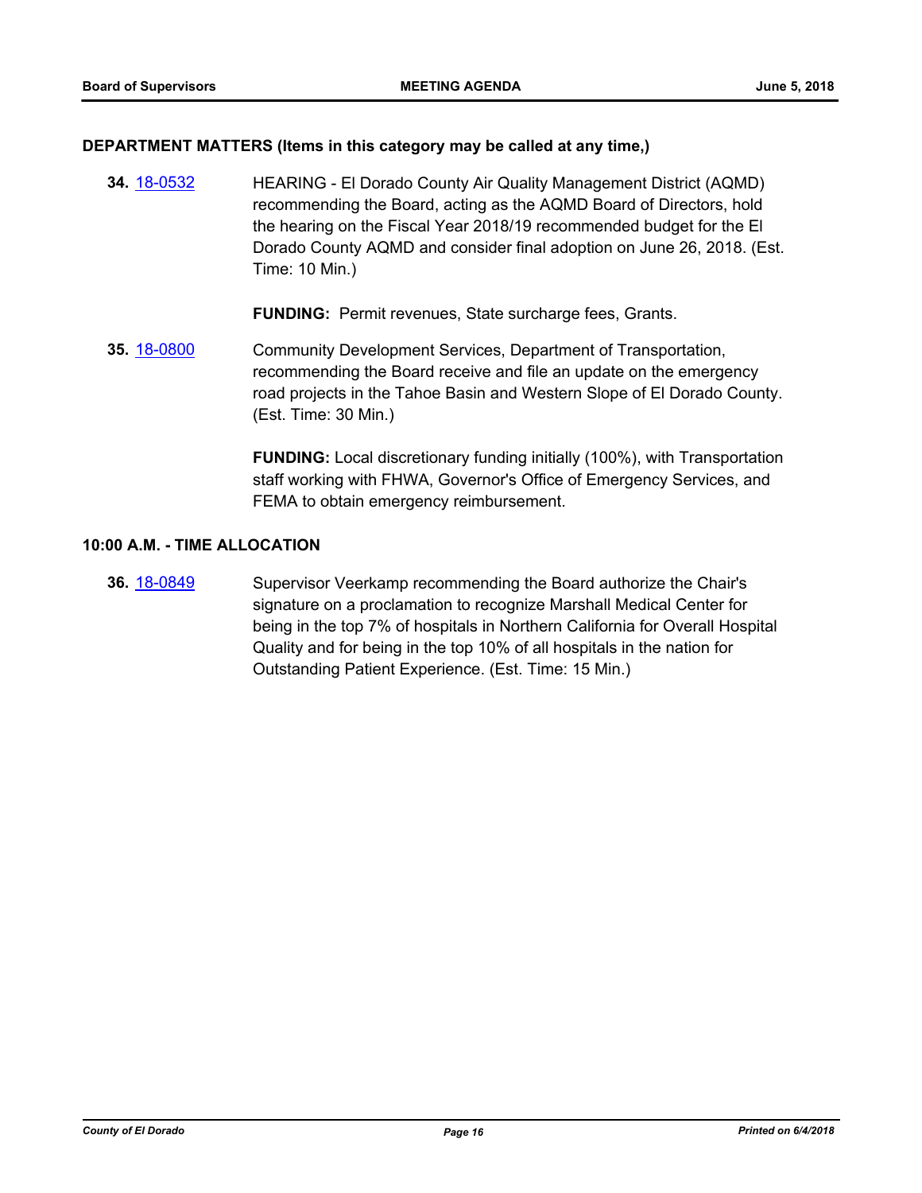### DEPARTMENT MATTERS (Items in this category may be called at any time,)

**34.** 18-0532 HEARING - El Dorado County Air Quality Management District (AQMD) recommending the Board, acting as the AQMD Board of Directors, hold the hearing on the Fiscal Year 2018/19 recommended budget for the El Dorado County AQMD and consider final adoption on June 26, 2018. (Est. Time: 10 Min.)

**FUNDING:** Permit revenues, State surcharge fees, Grants.

**35.** 18-0800 Community Development Services, Department of Transportation, recommending the Board receive and file an update on the emergency road projects in the Tahoe Basin and Western Slope of El Dorado County. (Est. Time: 30 Min.)

**FUNDING:** Local discretionary funding initially (100%), with Transportation staff working with FHWA, Governor's Office of Emergency Services, and FEMA to obtain emergency reimbursement.

### 10:00 A.M. - TIME ALLOCATION

**36.** 18-0849 Supervisor Veerkamp recommending the Board authorize the Chair's signature on a proclamation to recognize Marshall Medical Center for being in the top 7% of hospitals in Northern California for Overall Hospital Quality and for being in the top 10% of all hospitals in the nation for Outstanding Patient Experience. (Est. Time: 15 Min.)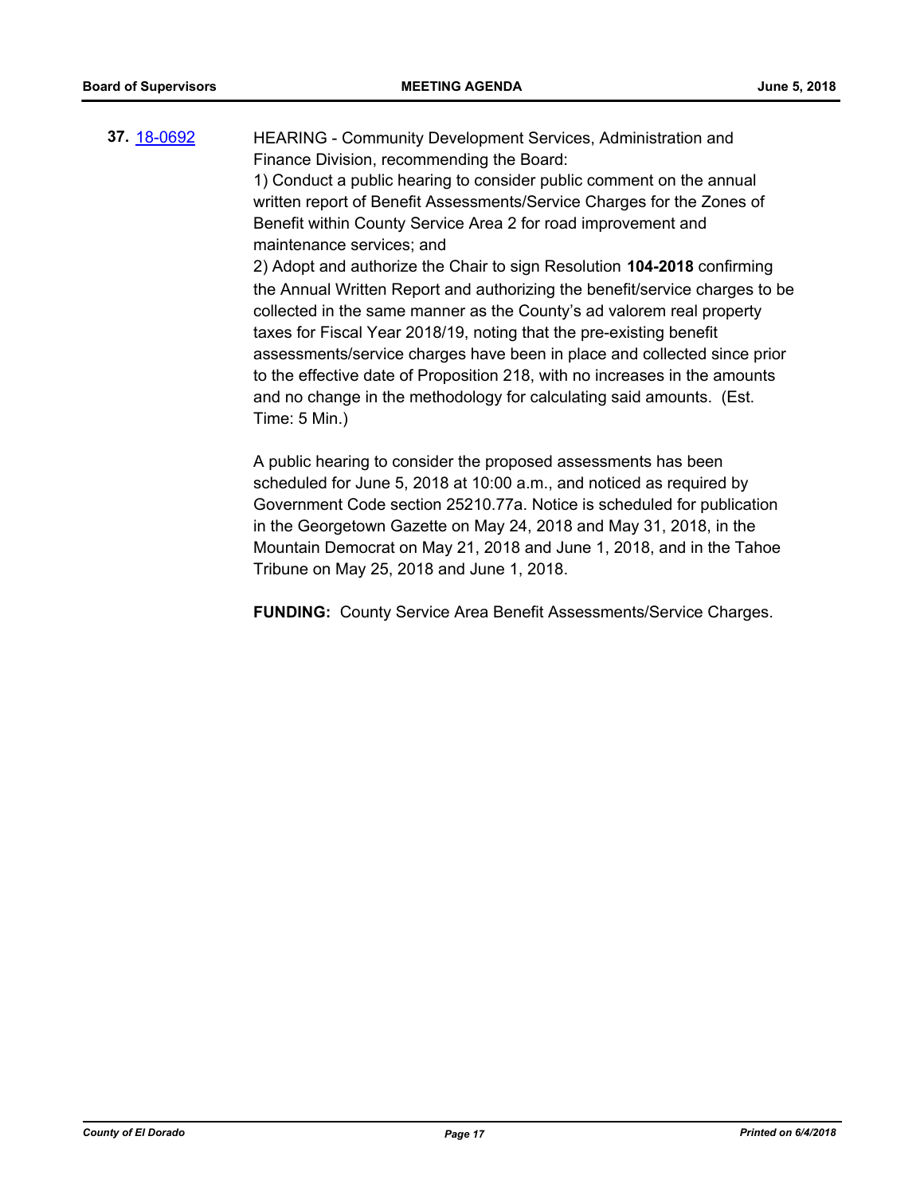**37.** [18-0692](18-0692)

HEARING - Community Development Services, Administration and Finance Division, recommending the Board:

1) Conduct a public hearing to consider public comment on the annual written report of Benefit Assessments/Service Charges for the Zones of Benefit within County Service Area 2 for road improvement and maintenance services; and

2) Adopt and authorize the Chair to sign Resolution **104-2018** confirming the Annual Written Report and authorizing the benefit/service charges to be collected in the same manner as the County's ad valorem real property taxes for Fiscal Year 2018/19, noting that the pre-existing benefit assessments/service charges have been in place and collected since prior to the effective date of Proposition 218, with no increases in the amounts and no change in the methodology for calculating said amounts. (Est. Time: 5 Min.)

A public hearing to consider the proposed assessments has been scheduled for June 5, 2018 at 10:00 a.m., and noticed as required by Government Code section 25210.77a. Notice is scheduled for publication in the Georgetown Gazette on May 24, 2018 and May 31, 2018, in the Mountain Democrat on May 21, 2018 and June 1, 2018, and in the Tahoe Tribune on May 25, 2018 and June 1, 2018.

**FUNDING:** County Service Area Benefit Assessments/Service Charges.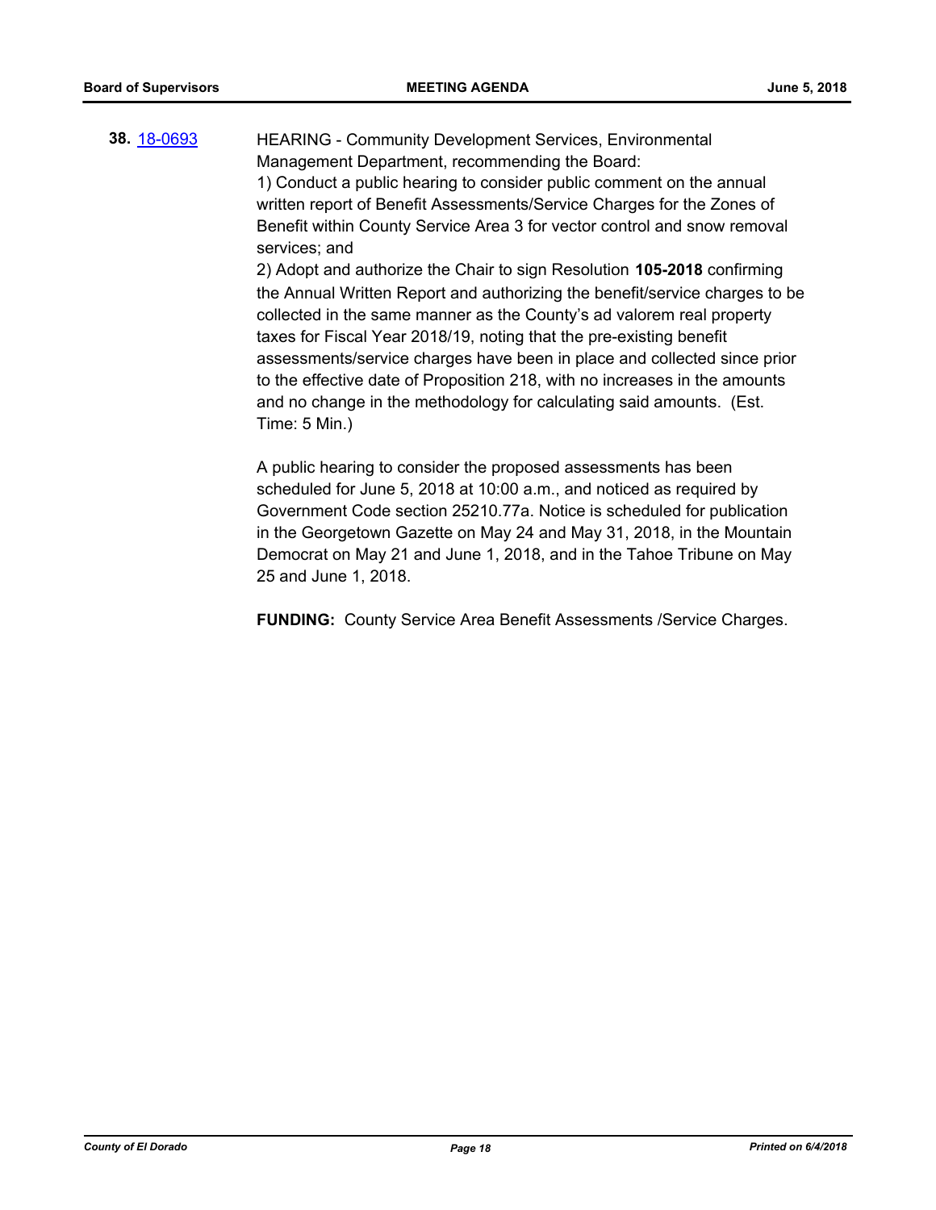**38.** [18-0693](18-0693)

HEARING - Community Development Services, Environmental Management Department, recommending the Board:
1) Conduct a public hearing to consider public comment on the annual written report of Benefit Assessments/Service Charges for the Zones of Benefit within County Service Area 3 for vector control and snow removal services; and
2) Adopt and authorize the Chair to sign Resolution **105-2018** confirming the Annual Written Report and authorizing the benefit/service charges to be collected in the same manner as the County's ad valorem real property taxes for Fiscal Year 2018/19, noting that the pre-existing benefit assessments/service charges have been in place and collected since prior to the effective date of Proposition 218, with no increases in the amounts and no change in the methodology for calculating said amounts. (Est. Time: 5 Min.)

A public hearing to consider the proposed assessments has been scheduled for June 5, 2018 at 10:00 a.m., and noticed as required by Government Code section 25210.77a. Notice is scheduled for publication in the Georgetown Gazette on May 24 and May 31, 2018, in the Mountain Democrat on May 21 and June 1, 2018, and in the Tahoe Tribune on May 25 and June 1, 2018.

**FUNDING:** County Service Area Benefit Assessments /Service Charges.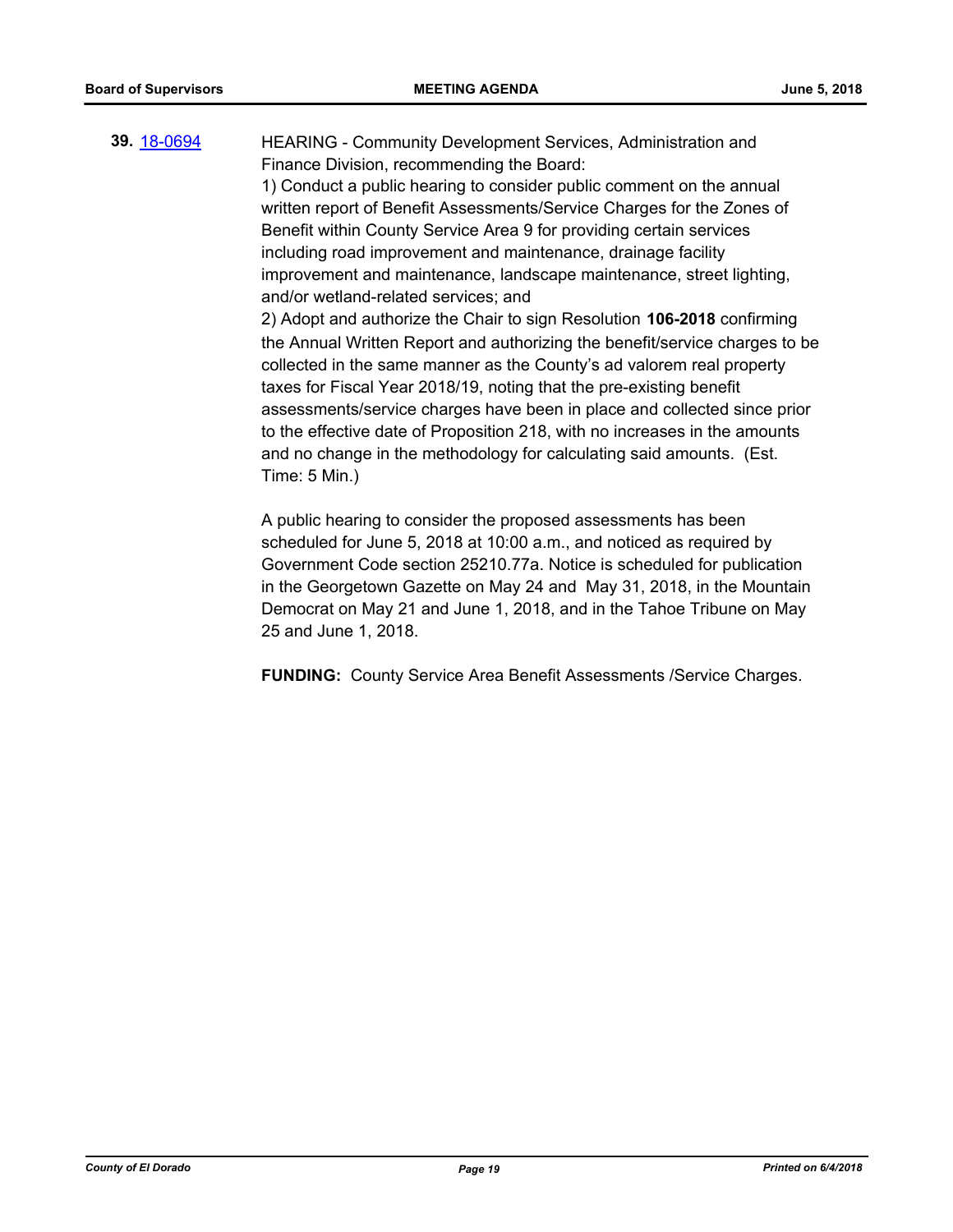**39.** [18-0694](18-0694) HEARING - Community Development Services, Administration and Finance Division, recommending the Board:

1) Conduct a public hearing to consider public comment on the annual written report of Benefit Assessments/Service Charges for the Zones of Benefit within County Service Area 9 for providing certain services including road improvement and maintenance, drainage facility improvement and maintenance, landscape maintenance, street lighting, and/or wetland-related services; and

2) Adopt and authorize the Chair to sign Resolution **106-2018** confirming the Annual Written Report and authorizing the benefit/service charges to be collected in the same manner as the County's ad valorem real property taxes for Fiscal Year 2018/19, noting that the pre-existing benefit assessments/service charges have been in place and collected since prior to the effective date of Proposition 218, with no increases in the amounts and no change in the methodology for calculating said amounts. (Est. Time: 5 Min.)

A public hearing to consider the proposed assessments has been scheduled for June 5, 2018 at 10:00 a.m., and noticed as required by Government Code section 25210.77a. Notice is scheduled for publication in the Georgetown Gazette on May 24 and May 31, 2018, in the Mountain Democrat on May 21 and June 1, 2018, and in the Tahoe Tribune on May 25 and June 1, 2018.

**FUNDING:** County Service Area Benefit Assessments /Service Charges.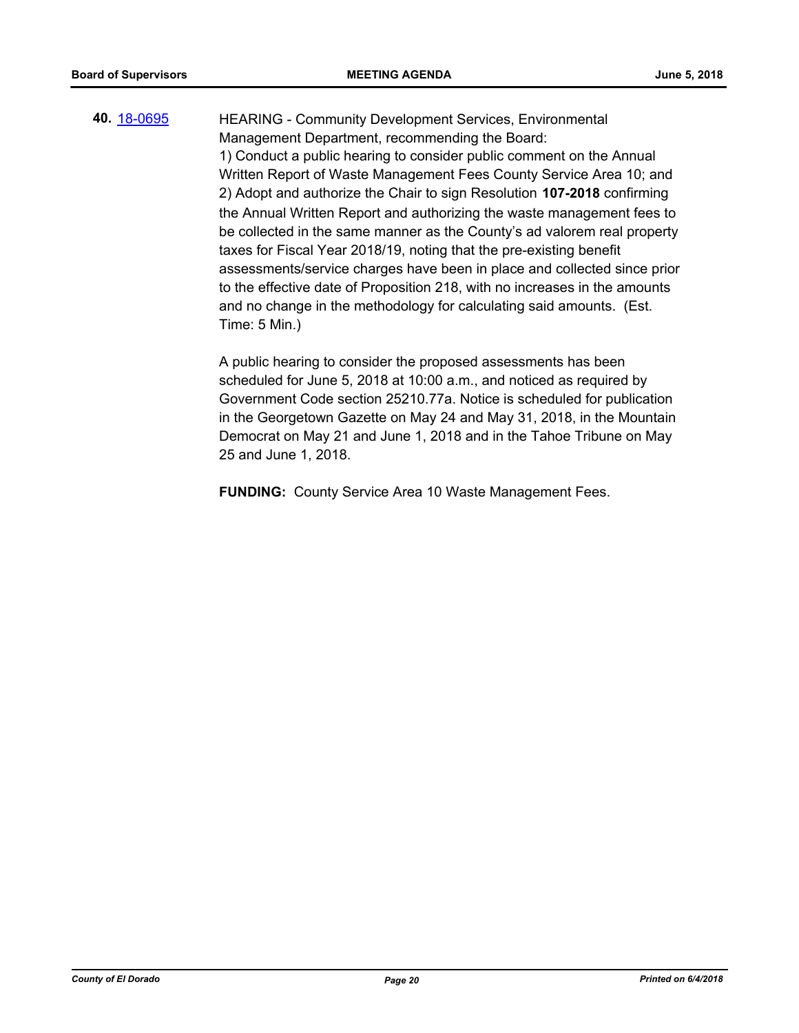**40.** [18-0695](18-0695)

HEARING - Community Development Services, Environmental Management Department, recommending the Board:
1) Conduct a public hearing to consider public comment on the Annual Written Report of Waste Management Fees County Service Area 10; and
2) Adopt and authorize the Chair to sign Resolution **107-2018** confirming the Annual Written Report and authorizing the waste management fees to be collected in the same manner as the County's ad valorem real property taxes for Fiscal Year 2018/19, noting that the pre-existing benefit assessments/service charges have been in place and collected since prior to the effective date of Proposition 218, with no increases in the amounts and no change in the methodology for calculating said amounts. (Est. Time: 5 Min.)

A public hearing to consider the proposed assessments has been scheduled for June 5, 2018 at 10:00 a.m., and noticed as required by Government Code section 25210.77a. Notice is scheduled for publication in the Georgetown Gazette on May 24 and May 31, 2018, in the Mountain Democrat on May 21 and June 1, 2018 and in the Tahoe Tribune on May 25 and June 1, 2018.

**FUNDING:** County Service Area 10 Waste Management Fees.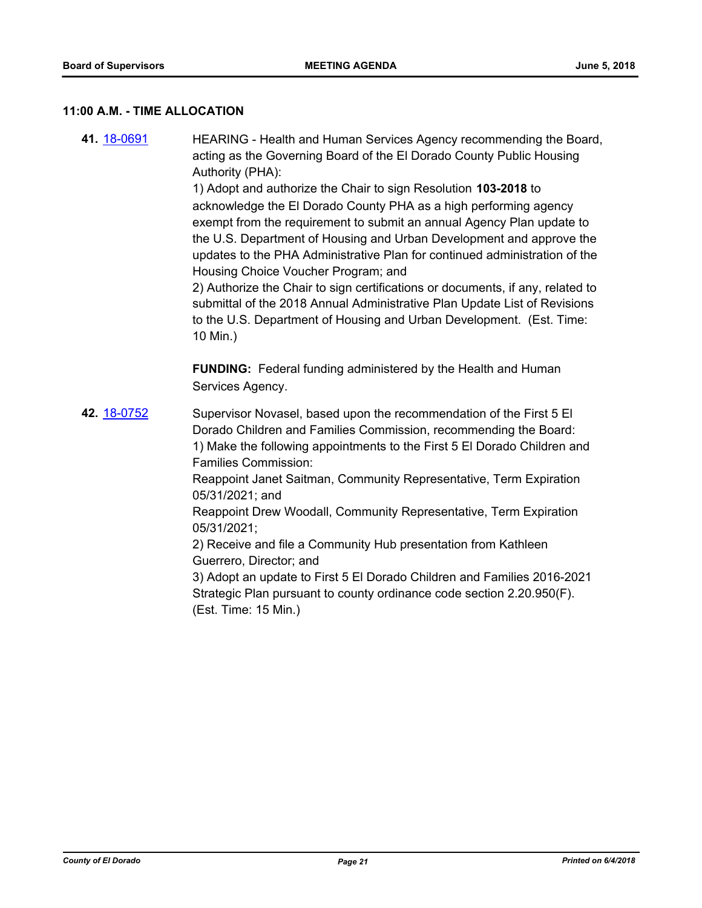**11:00 A.M. - TIME ALLOCATION**

**41.** 18-0691 HEARING - Health and Human Services Agency recommending the Board, acting as the Governing Board of the El Dorado County Public Housing Authority (PHA):

1) Adopt and authorize the Chair to sign Resolution **103-2018** to acknowledge the El Dorado County PHA as a high performing agency exempt from the requirement to submit an annual Agency Plan update to the U.S. Department of Housing and Urban Development and approve the updates to the PHA Administrative Plan for continued administration of the Housing Choice Voucher Program; and

2) Authorize the Chair to sign certifications or documents, if any, related to submittal of the 2018 Annual Administrative Plan Update List of Revisions to the U.S. Department of Housing and Urban Development. (Est. Time: 10 Min.)

**FUNDING:** Federal funding administered by the Health and Human Services Agency.

**42.** 18-0752 Supervisor Novasel, based upon the recommendation of the First 5 El Dorado Children and Families Commission, recommending the Board:

1) Make the following appointments to the First 5 El Dorado Children and Families Commission:

Reappoint Janet Saitman, Community Representative, Term Expiration 05/31/2021; and

Reappoint Drew Woodall, Community Representative, Term Expiration 05/31/2021;

2) Receive and file a Community Hub presentation from Kathleen Guerrero, Director; and

3) Adopt an update to First 5 El Dorado Children and Families 2016-2021 Strategic Plan pursuant to county ordinance code section 2.20.950(F). (Est. Time: 15 Min.)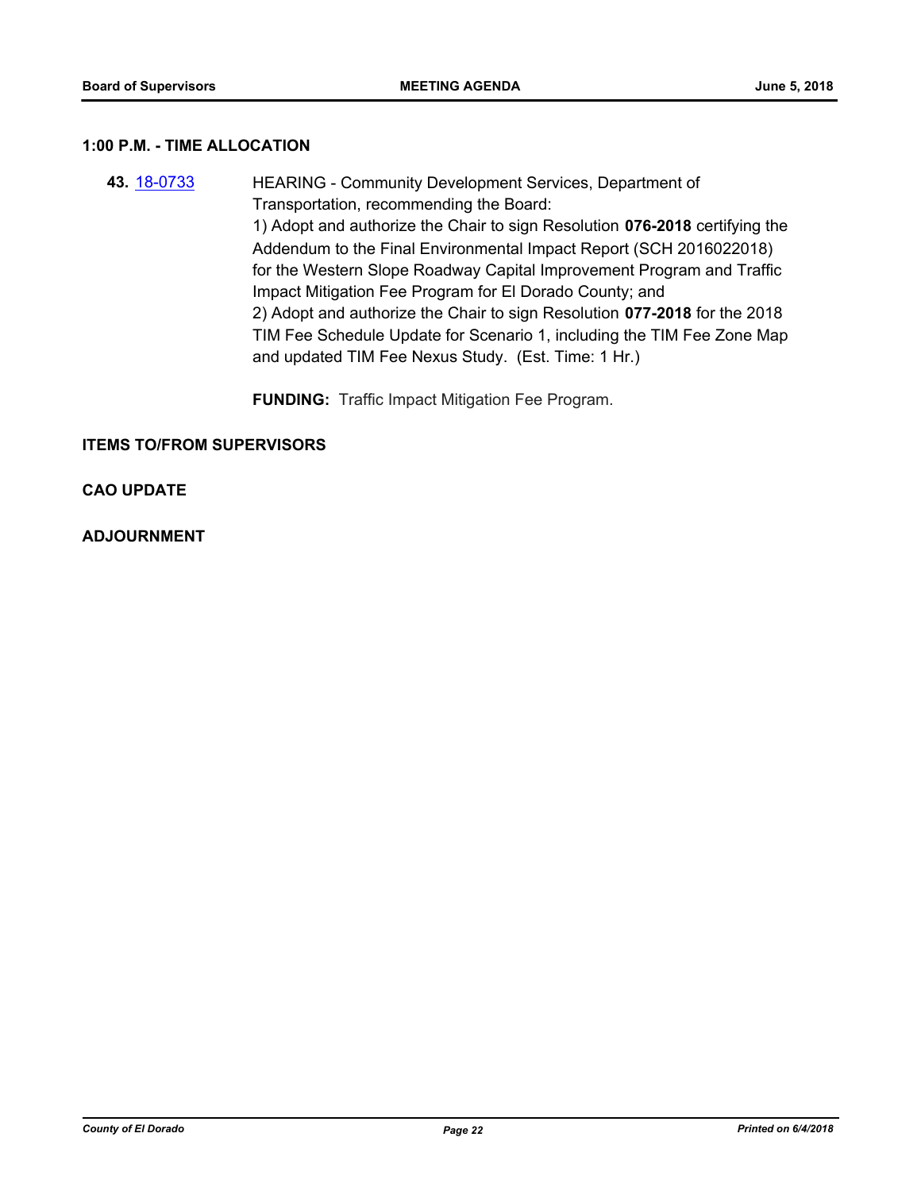### 1:00 P.M. - TIME ALLOCATION

**43.** [18-0733](18-0733) HEARING - Community Development Services, Department of Transportation, recommending the Board:
1) Adopt and authorize the Chair to sign Resolution **076-2018** certifying the Addendum to the Final Environmental Impact Report (SCH 2016022018) for the Western Slope Roadway Capital Improvement Program and Traffic Impact Mitigation Fee Program for El Dorado County; and
2) Adopt and authorize the Chair to sign Resolution **077-2018** for the 2018 TIM Fee Schedule Update for Scenario 1, including the TIM Fee Zone Map and updated TIM Fee Nexus Study. (Est. Time: 1 Hr.)

**FUNDING:** Traffic Impact Mitigation Fee Program.

### ITEMS TO/FROM SUPERVISORS

### CAO UPDATE

### ADJOURNMENT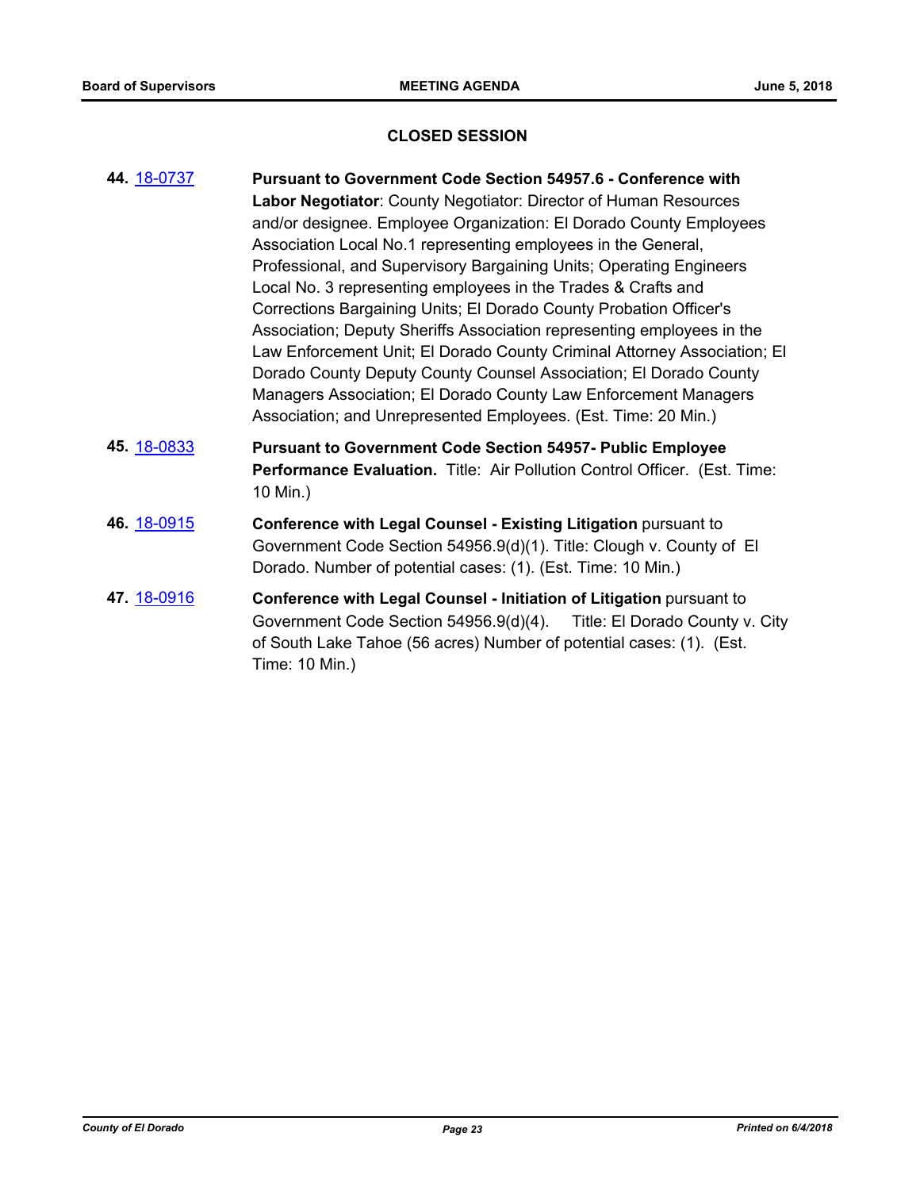## CLOSED SESSION

**44.** [18-0737] **Pursuant to Government Code Section 54957.6 - Conference with Labor Negotiator**: County Negotiator: Director of Human Resources and/or designee. Employee Organization: El Dorado County Employees Association Local No.1 representing employees in the General, Professional, and Supervisory Bargaining Units; Operating Engineers Local No. 3 representing employees in the Trades & Crafts and Corrections Bargaining Units; El Dorado County Probation Officer's Association; Deputy Sheriffs Association representing employees in the Law Enforcement Unit; El Dorado County Criminal Attorney Association; El Dorado County Deputy County Counsel Association; El Dorado County Managers Association; El Dorado County Law Enforcement Managers Association; and Unrepresented Employees. (Est. Time: 20 Min.)

**45.** [18-0833] **Pursuant to Government Code Section 54957- Public Employee Performance Evaluation.** Title: Air Pollution Control Officer. (Est. Time: 10 Min.)

**46.** [18-0915] **Conference with Legal Counsel - Existing Litigation** pursuant to Government Code Section 54956.9(d)(1). Title: Clough v. County of El Dorado. Number of potential cases: (1). (Est. Time: 10 Min.)

**47.** [18-0916] **Conference with Legal Counsel - Initiation of Litigation** pursuant to Government Code Section 54956.9(d)(4). Title: El Dorado County v. City of South Lake Tahoe (56 acres) Number of potential cases: (1). (Est. Time: 10 Min.)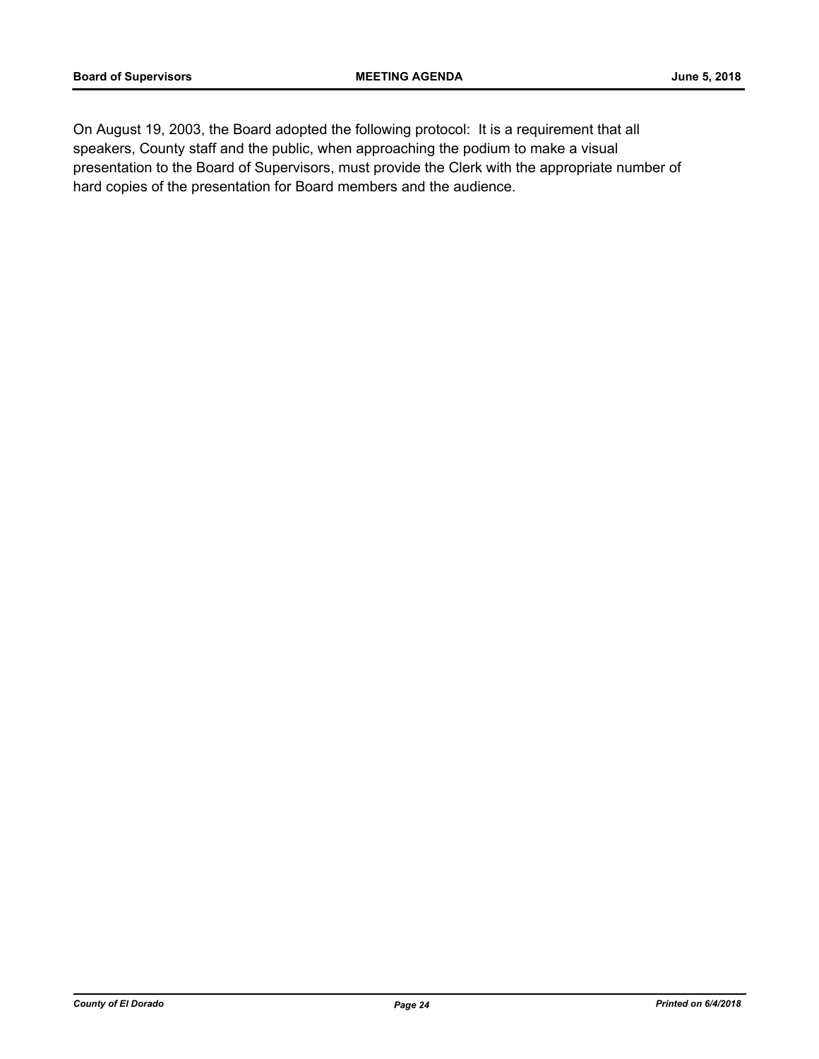On August 19, 2003, the Board adopted the following protocol: It is a requirement that all speakers, County staff and the public, when approaching the podium to make a visual presentation to the Board of Supervisors, must provide the Clerk with the appropriate number of hard copies of the presentation for Board members and the audience.